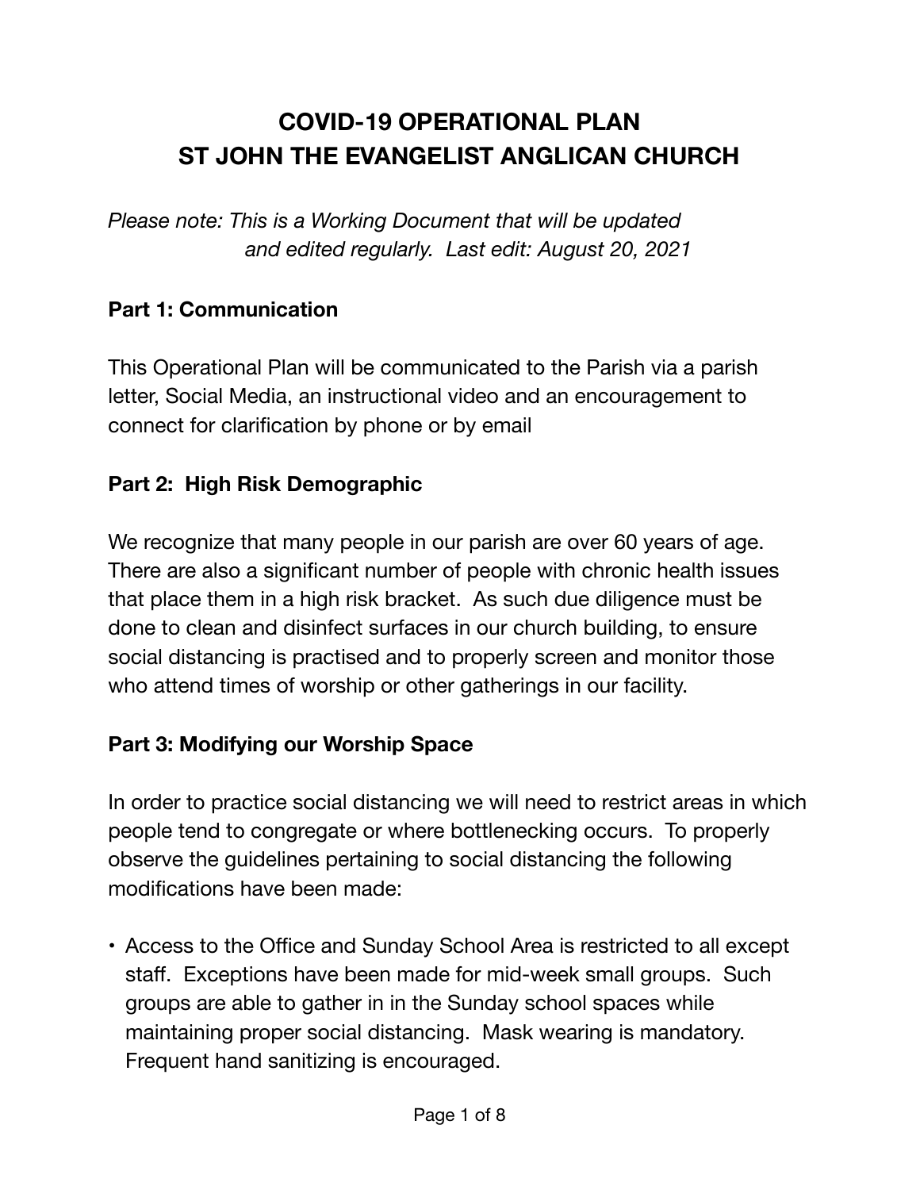# COVID-19 OPERATIONAL PLAN
# ST JOHN THE EVANGELIST ANGLICAN CHURCH

*Please note: This is a Working Document that will be updated and edited regularly. Last edit: August 20, 2021*

## Part 1: Communication

This Operational Plan will be communicated to the Parish via a parish letter, Social Media, an instructional video and an encouragement to connect for clarification by phone or by email

## Part 2: High Risk Demographic

We recognize that many people in our parish are over 60 years of age. There are also a significant number of people with chronic health issues that place them in a high risk bracket. As such due diligence must be done to clean and disinfect surfaces in our church building, to ensure social distancing is practised and to properly screen and monitor those who attend times of worship or other gatherings in our facility.

## Part 3: Modifying our Worship Space

In order to practice social distancing we will need to restrict areas in which people tend to congregate or where bottlenecking occurs. To properly observe the guidelines pertaining to social distancing the following modifications have been made:

- Access to the Office and Sunday School Area is restricted to all except staff. Exceptions have been made for mid-week small groups. Such groups are able to gather in in the Sunday school spaces while maintaining proper social distancing. Mask wearing is mandatory. Frequent hand sanitizing is encouraged.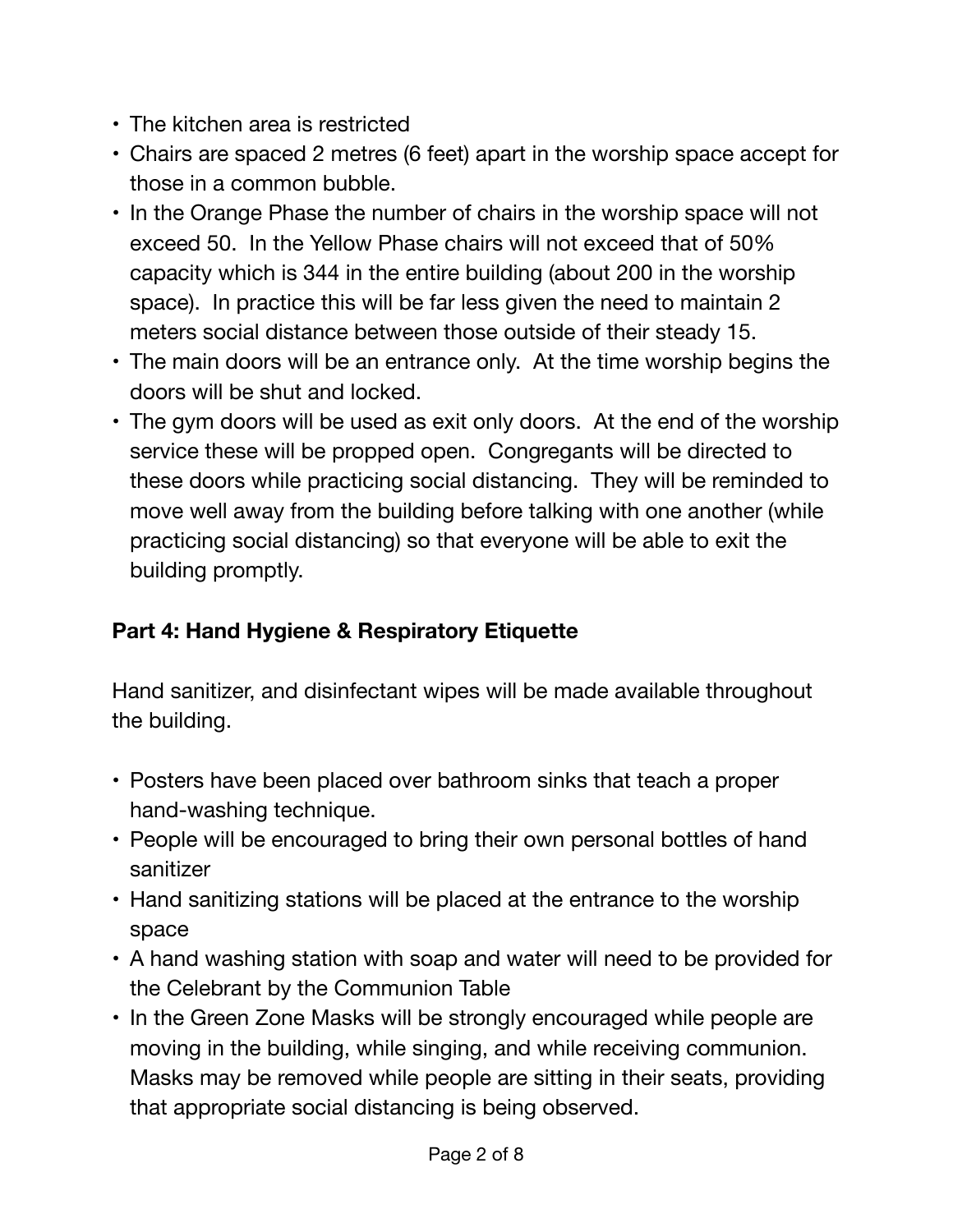- The kitchen area is restricted
- Chairs are spaced 2 metres (6 feet) apart in the worship space accept for those in a common bubble.
- In the Orange Phase the number of chairs in the worship space will not exceed 50. In the Yellow Phase chairs will not exceed that of 50% capacity which is 344 in the entire building (about 200 in the worship space). In practice this will be far less given the need to maintain 2 meters social distance between those outside of their steady 15.
- The main doors will be an entrance only. At the time worship begins the doors will be shut and locked.
- The gym doors will be used as exit only doors. At the end of the worship service these will be propped open. Congregants will be directed to these doors while practicing social distancing. They will be reminded to move well away from the building before talking with one another (while practicing social distancing) so that everyone will be able to exit the building promptly.

**Part 4: Hand Hygiene & Respiratory Etiquette**

Hand sanitizer, and disinfectant wipes will be made available throughout the building.

- Posters have been placed over bathroom sinks that teach a proper hand-washing technique.
- People will be encouraged to bring their own personal bottles of hand sanitizer
- Hand sanitizing stations will be placed at the entrance to the worship space
- A hand washing station with soap and water will need to be provided for the Celebrant by the Communion Table
- In the Green Zone Masks will be strongly encouraged while people are moving in the building, while singing, and while receiving communion. Masks may be removed while people are sitting in their seats, providing that appropriate social distancing is being observed.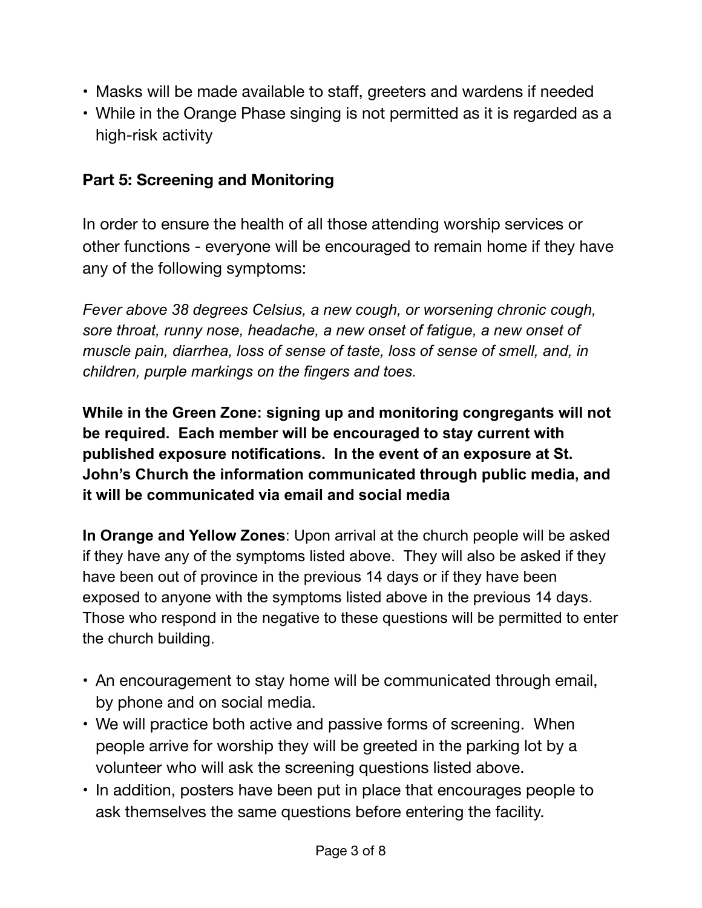- Masks will be made available to staff, greeters and wardens if needed
- While in the Orange Phase singing is not permitted as it is regarded as a high-risk activity

**Part 5: Screening and Monitoring**

In order to ensure the health of all those attending worship services or other functions - everyone will be encouraged to remain home if they have any of the following symptoms:

*Fever above 38 degrees Celsius, a new cough, or worsening chronic cough, sore throat, runny nose, headache, a new onset of fatigue, a new onset of muscle pain, diarrhea, loss of sense of taste, loss of sense of smell, and, in children, purple markings on the fingers and toes.*

**While in the Green Zone: signing up and monitoring congregants will not be required.  Each member will be encouraged to stay current with published exposure notifications.  In the event of an exposure at St. John's Church the information communicated through public media, and it will be communicated via email and social media**

**In Orange and Yellow Zones**: Upon arrival at the church people will be asked if they have any of the symptoms listed above.  They will also be asked if they have been out of province in the previous 14 days or if they have been exposed to anyone with the symptoms listed above in the previous 14 days. Those who respond in the negative to these questions will be permitted to enter the church building.

- An encouragement to stay home will be communicated through email, by phone and on social media.
- We will practice both active and passive forms of screening.  When people arrive for worship they will be greeted in the parking lot by a volunteer who will ask the screening questions listed above.
- In addition, posters have been put in place that encourages people to ask themselves the same questions before entering the facility.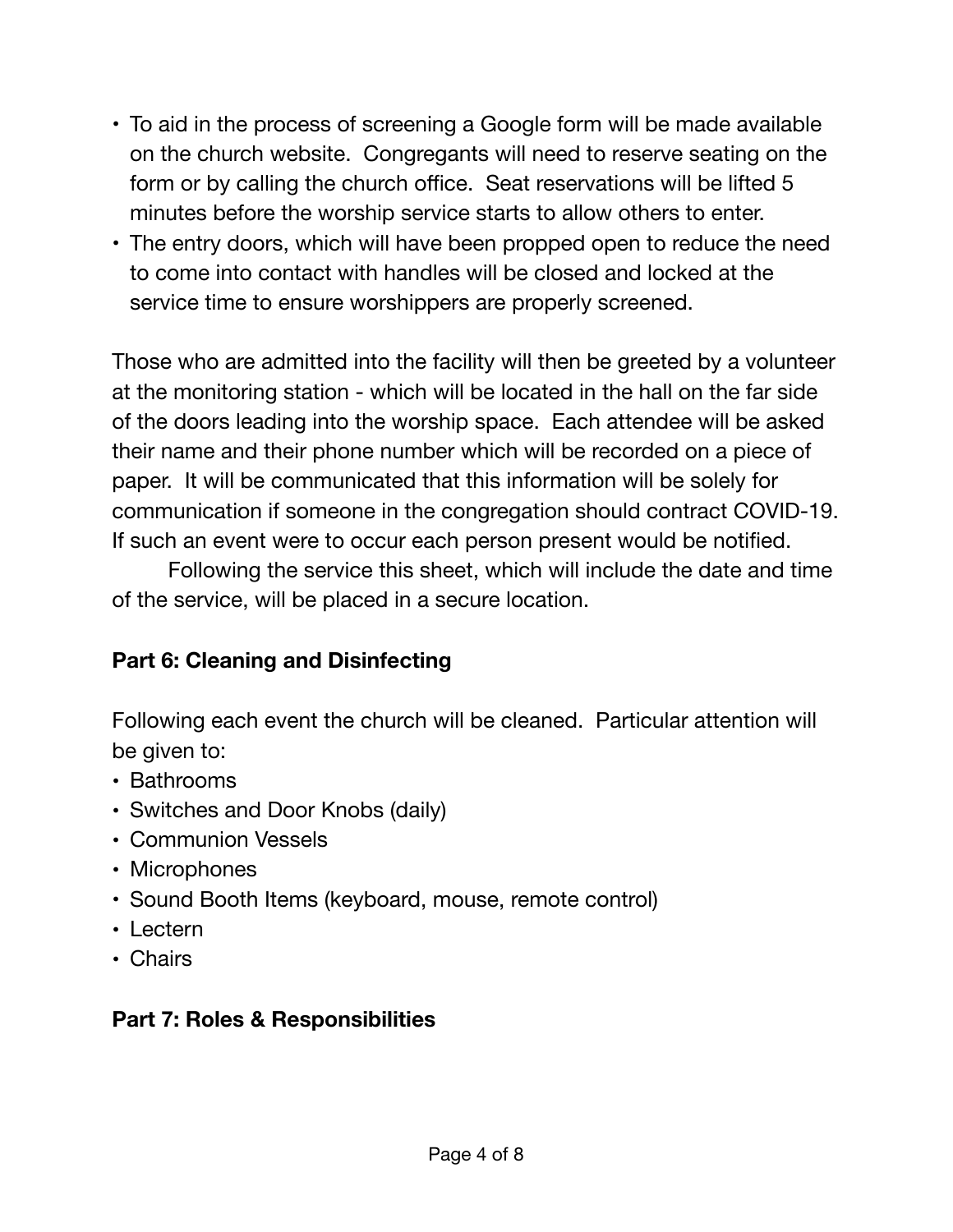- To aid in the process of screening a Google form will be made available on the church website.  Congregants will need to reserve seating on the form or by calling the church office.  Seat reservations will be lifted 5 minutes before the worship service starts to allow others to enter.
- The entry doors, which will have been propped open to reduce the need to come into contact with handles will be closed and locked at the service time to ensure worshippers are properly screened.

Those who are admitted into the facility will then be greeted by a volunteer at the monitoring station - which will be located in the hall on the far side of the doors leading into the worship space.  Each attendee will be asked their name and their phone number which will be recorded on a piece of paper.  It will be communicated that this information will be solely for communication if someone in the congregation should contract COVID-19. If such an event were to occur each person present would be notified.

Following the service this sheet, which will include the date and time of the service, will be placed in a secure location.

**Part 6: Cleaning and Disinfecting**

Following each event the church will be cleaned.  Particular attention will be given to:

- Bathrooms
- Switches and Door Knobs (daily)
- Communion Vessels
- Microphones
- Sound Booth Items (keyboard, mouse, remote control)
- Lectern
- Chairs

**Part 7: Roles & Responsibilities**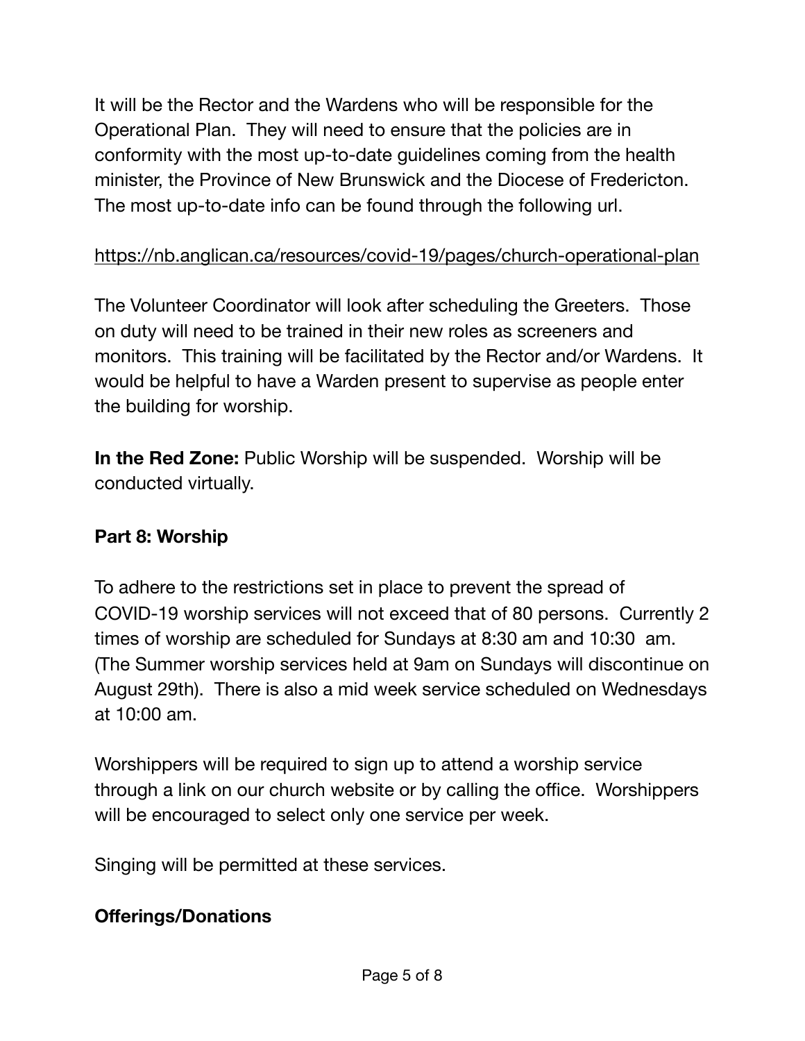It will be the Rector and the Wardens who will be responsible for the Operational Plan. They will need to ensure that the policies are in conformity with the most up-to-date guidelines coming from the health minister, the Province of New Brunswick and the Diocese of Fredericton. The most up-to-date info can be found through the following url.

https://nb.anglican.ca/resources/covid-19/pages/church-operational-plan

The Volunteer Coordinator will look after scheduling the Greeters. Those on duty will need to be trained in their new roles as screeners and monitors. This training will be facilitated by the Rector and/or Wardens. It would be helpful to have a Warden present to supervise as people enter the building for worship.

**In the Red Zone:** Public Worship will be suspended. Worship will be conducted virtually.

## Part 8: Worship

To adhere to the restrictions set in place to prevent the spread of COVID-19 worship services will not exceed that of 80 persons. Currently 2 times of worship are scheduled for Sundays at 8:30 am and 10:30 am. (The Summer worship services held at 9am on Sundays will discontinue on August 29th). There is also a mid week service scheduled on Wednesdays at 10:00 am.

Worshippers will be required to sign up to attend a worship service through a link on our church website or by calling the office. Worshippers will be encouraged to select only one service per week.

Singing will be permitted at these services.

### Offerings/Donations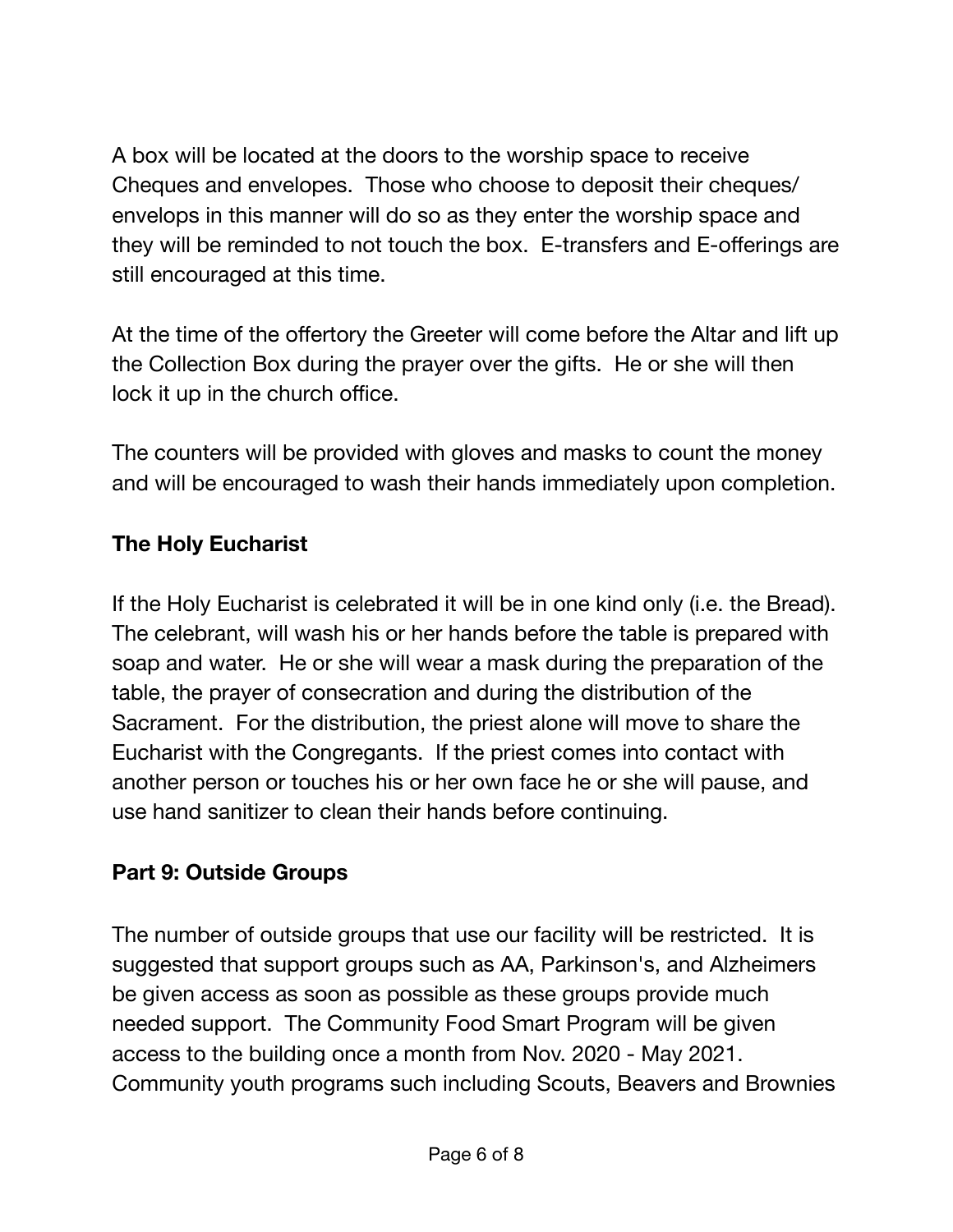A box will be located at the doors to the worship space to receive Cheques and envelopes. Those who choose to deposit their cheques/ envelops in this manner will do so as they enter the worship space and they will be reminded to not touch the box. E-transfers and E-offerings are still encouraged at this time.

At the time of the offertory the Greeter will come before the Altar and lift up the Collection Box during the prayer over the gifts. He or she will then lock it up in the church office.

The counters will be provided with gloves and masks to count the money and will be encouraged to wash their hands immediately upon completion.

**The Holy Eucharist**

If the Holy Eucharist is celebrated it will be in one kind only (i.e. the Bread). The celebrant, will wash his or her hands before the table is prepared with soap and water. He or she will wear a mask during the preparation of the table, the prayer of consecration and during the distribution of the Sacrament. For the distribution, the priest alone will move to share the Eucharist with the Congregants. If the priest comes into contact with another person or touches his or her own face he or she will pause, and use hand sanitizer to clean their hands before continuing.

**Part 9: Outside Groups**

The number of outside groups that use our facility will be restricted. It is suggested that support groups such as AA, Parkinson's, and Alzheimers be given access as soon as possible as these groups provide much needed support. The Community Food Smart Program will be given access to the building once a month from Nov. 2020 - May 2021. Community youth programs such including Scouts, Beavers and Brownies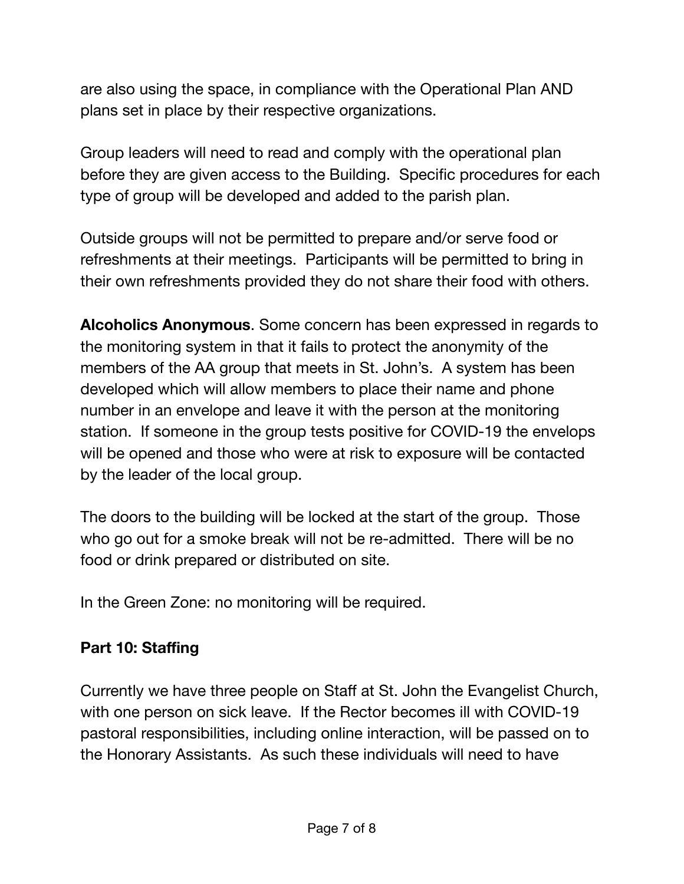are also using the space, in compliance with the Operational Plan AND plans set in place by their respective organizations.

Group leaders will need to read and comply with the operational plan before they are given access to the Building. Specific procedures for each type of group will be developed and added to the parish plan.

Outside groups will not be permitted to prepare and/or serve food or refreshments at their meetings. Participants will be permitted to bring in their own refreshments provided they do not share their food with others.

**Alcoholics Anonymous**. Some concern has been expressed in regards to the monitoring system in that it fails to protect the anonymity of the members of the AA group that meets in St. John's. A system has been developed which will allow members to place their name and phone number in an envelope and leave it with the person at the monitoring station. If someone in the group tests positive for COVID-19 the envelops will be opened and those who were at risk to exposure will be contacted by the leader of the local group.

The doors to the building will be locked at the start of the group. Those who go out for a smoke break will not be re-admitted. There will be no food or drink prepared or distributed on site.

In the Green Zone: no monitoring will be required.

## Part 10: Staffing

Currently we have three people on Staff at St. John the Evangelist Church, with one person on sick leave. If the Rector becomes ill with COVID-19 pastoral responsibilities, including online interaction, will be passed on to the Honorary Assistants. As such these individuals will need to have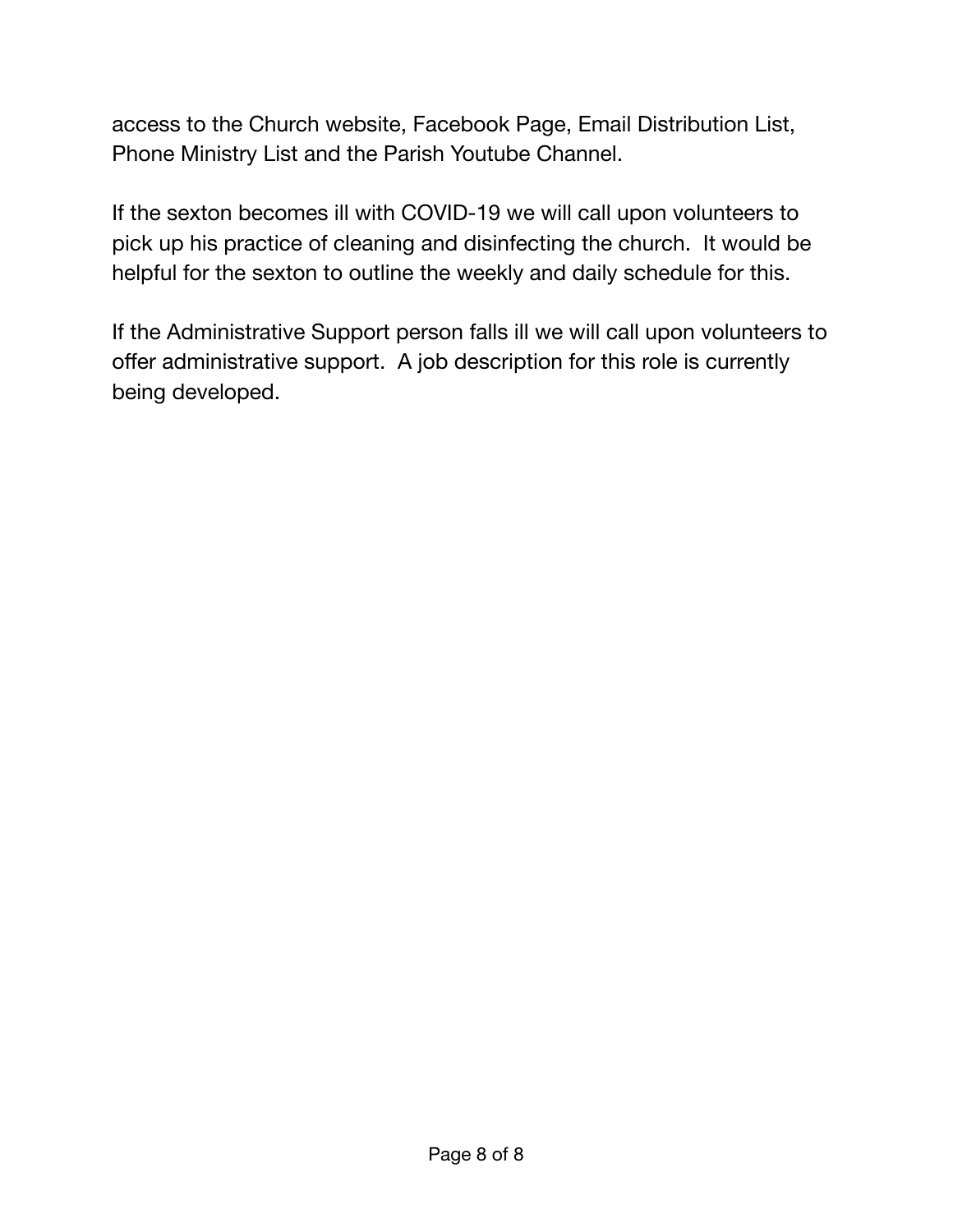access to the Church website, Facebook Page, Email Distribution List, Phone Ministry List and the Parish Youtube Channel.

If the sexton becomes ill with COVID-19 we will call upon volunteers to pick up his practice of cleaning and disinfecting the church.  It would be helpful for the sexton to outline the weekly and daily schedule for this.

If the Administrative Support person falls ill we will call upon volunteers to offer administrative support.  A job description for this role is currently being developed.